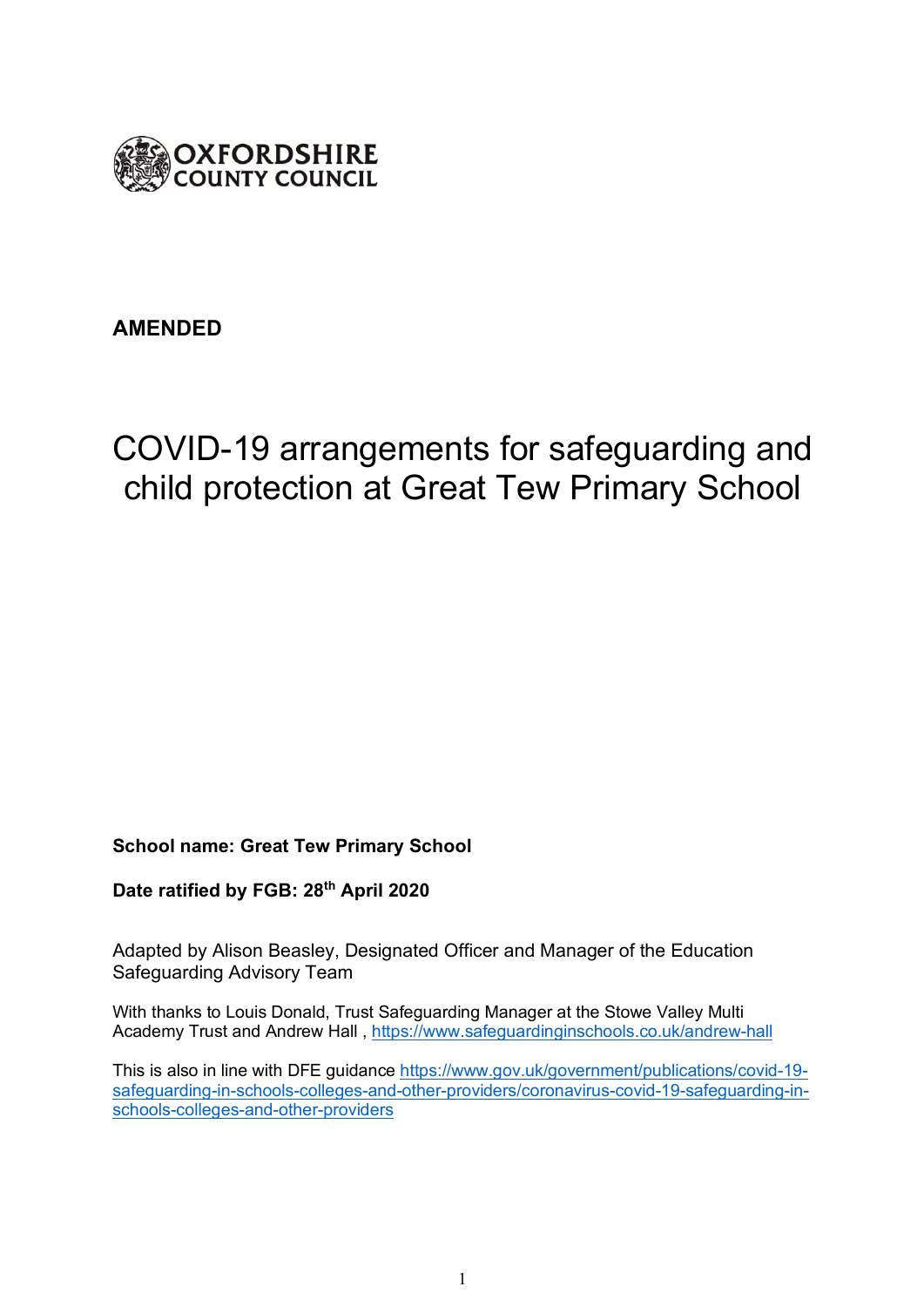OXFORDSHIRE COUNTY COUNCIL

**AMENDED**

# COVID-19 arrangements for safeguarding and child protection at Great Tew Primary School

**School name: Great Tew Primary School**

**Date ratified by FGB: 28th April 2020**

Adapted by Alison Beasley, Designated Officer and Manager of the Education Safeguarding Advisory Team

With thanks to Louis Donald, Trust Safeguarding Manager at the Stowe Valley Multi Academy Trust and Andrew Hall , https://www.safeguardinginschools.co.uk/andrew-hall

This is also in line with DFE guidance https://www.gov.uk/government/publications/covid-19-safeguarding-in-schools-colleges-and-other-providers/coronavirus-covid-19-safeguarding-in-schools-colleges-and-other-providers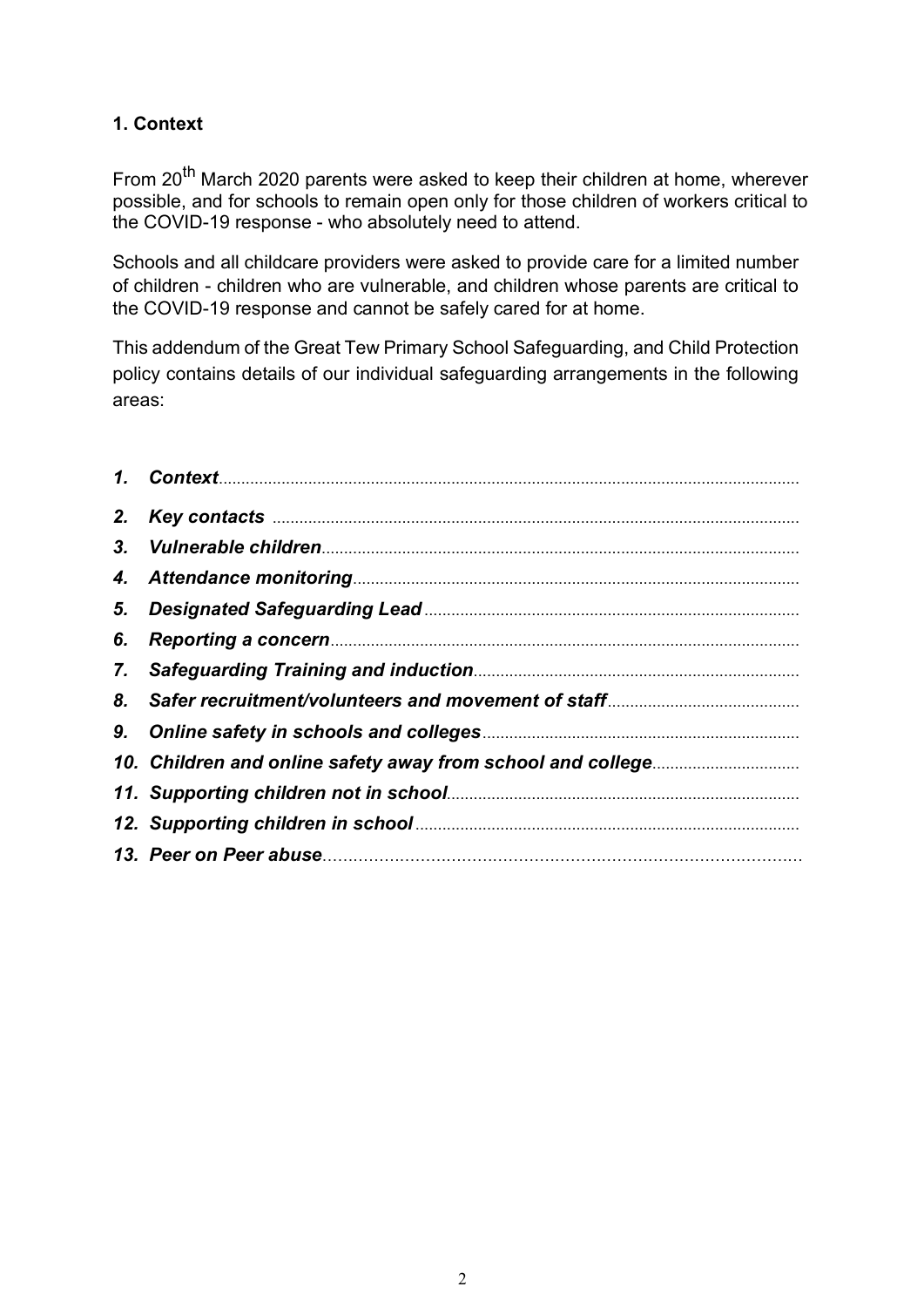## 1. Context

From 20th March 2020 parents were asked to keep their children at home, wherever possible, and for schools to remain open only for those children of workers critical to the COVID-19 response - who absolutely need to attend.

Schools and all childcare providers were asked to provide care for a limited number of children - children who are vulnerable, and children whose parents are critical to the COVID-19 response and cannot be safely cared for at home.

This addendum of the Great Tew Primary School Safeguarding, and Child Protection policy contains details of our individual safeguarding arrangements in the following areas:

1. ***Context***
2. ***Key contacts***
3. ***Vulnerable children***
4. ***Attendance monitoring***
5. ***Designated Safeguarding Lead***
6. ***Reporting a concern***
7. ***Safeguarding Training and induction***
8. ***Safer recruitment/volunteers and movement of staff***
9. ***Online safety in schools and colleges***
10. ***Children and online safety away from school and college***
11. ***Supporting children not in school***
12. ***Supporting children in school***
13. ***Peer on Peer abuse***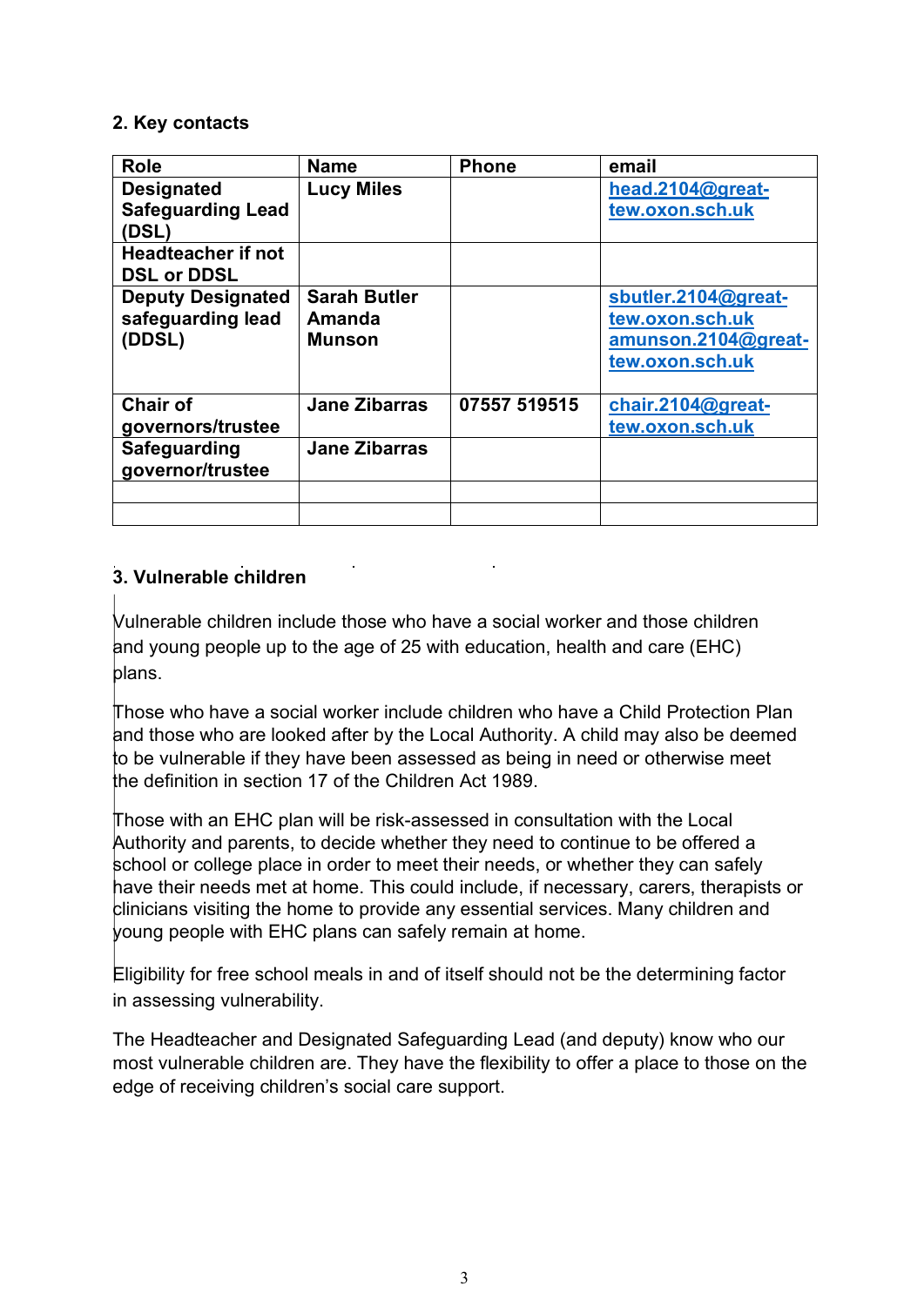## 2. Key contacts

| Role | Name | Phone | email |
|---|---|---|---|
| **Designated Safeguarding Lead (DSL)** | **Lucy Miles** | | head.2104@great-tew.oxon.sch.uk |
| **Headteacher if not DSL or DDSL** | | | |
| **Deputy Designated safeguarding lead (DDSL)** | **Sarah Butler Amanda Munson** | | sbutler.2104@great-tew.oxon.sch.uk amunson.2104@great-tew.oxon.sch.uk |
| **Chair of governors/trustee** | **Jane Zibarras** | **07557 519515** | chair.2104@great-tew.oxon.sch.uk |
| **Safeguarding governor/trustee** | **Jane Zibarras** | | |
| | | | |
| | | | |

## 3. Vulnerable children

Vulnerable children include those who have a social worker and those children and young people up to the age of 25 with education, health and care (EHC) plans.

Those who have a social worker include children who have a Child Protection Plan and those who are looked after by the Local Authority. A child may also be deemed to be vulnerable if they have been assessed as being in need or otherwise meet the definition in section 17 of the Children Act 1989.

Those with an EHC plan will be risk-assessed in consultation with the Local Authority and parents, to decide whether they need to continue to be offered a school or college place in order to meet their needs, or whether they can safely have their needs met at home. This could include, if necessary, carers, therapists or clinicians visiting the home to provide any essential services. Many children and young people with EHC plans can safely remain at home.

Eligibility for free school meals in and of itself should not be the determining factor in assessing vulnerability.

The Headteacher and Designated Safeguarding Lead (and deputy) know who our most vulnerable children are. They have the flexibility to offer a place to those on the edge of receiving children's social care support.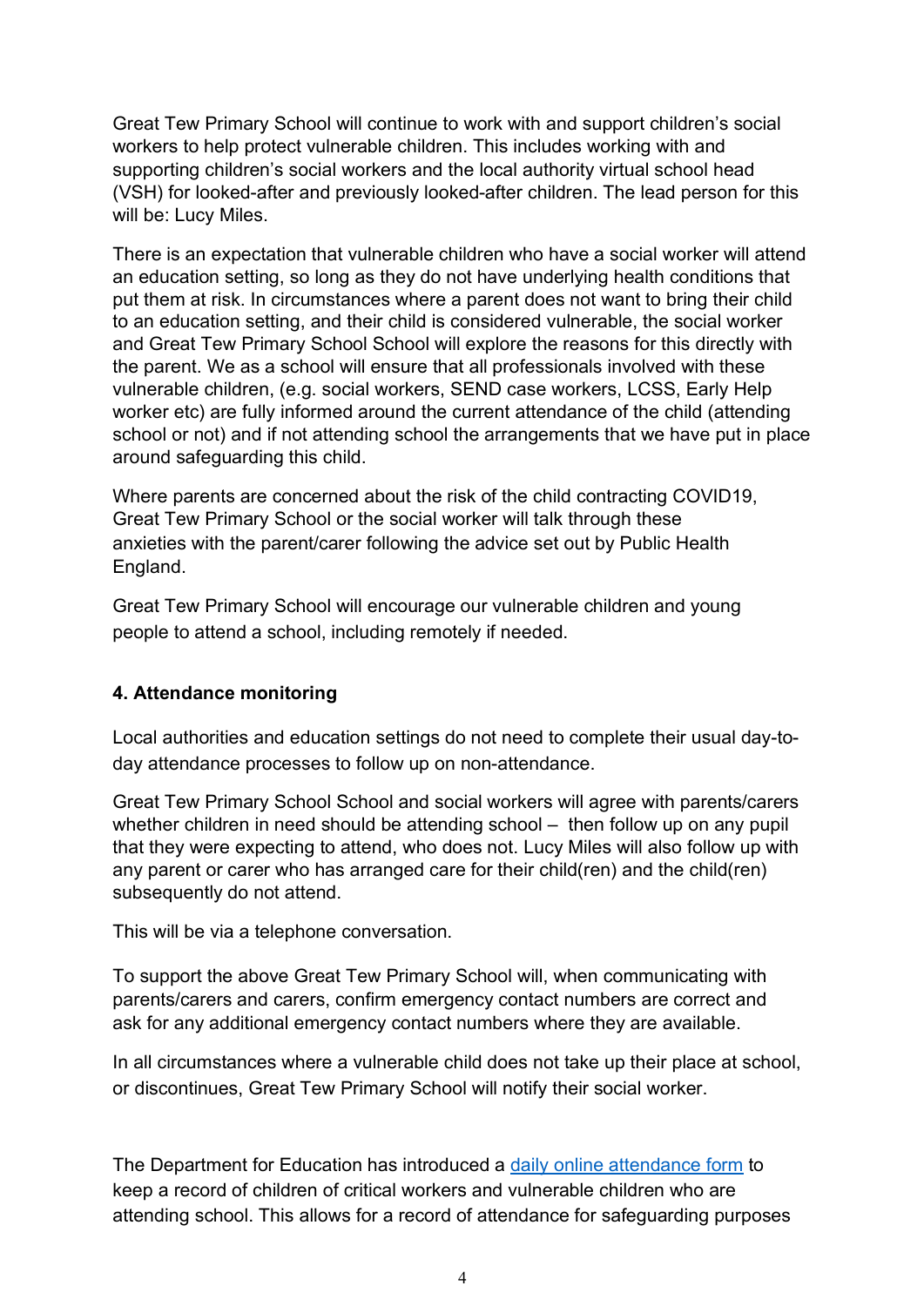Great Tew Primary School will continue to work with and support children's social workers to help protect vulnerable children. This includes working with and supporting children's social workers and the local authority virtual school head (VSH) for looked-after and previously looked-after children. The lead person for this will be: Lucy Miles.

There is an expectation that vulnerable children who have a social worker will attend an education setting, so long as they do not have underlying health conditions that put them at risk. In circumstances where a parent does not want to bring their child to an education setting, and their child is considered vulnerable, the social worker and Great Tew Primary School School will explore the reasons for this directly with the parent. We as a school will ensure that all professionals involved with these vulnerable children, (e.g. social workers, SEND case workers, LCSS, Early Help worker etc) are fully informed around the current attendance of the child (attending school or not) and if not attending school the arrangements that we have put in place around safeguarding this child.

Where parents are concerned about the risk of the child contracting COVID19, Great Tew Primary School or the social worker will talk through these anxieties with the parent/carer following the advice set out by Public Health England.

Great Tew Primary School will encourage our vulnerable children and young people to attend a school, including remotely if needed.

## 4. Attendance monitoring

Local authorities and education settings do not need to complete their usual day-to-day attendance processes to follow up on non-attendance.

Great Tew Primary School School and social workers will agree with parents/carers whether children in need should be attending school – then follow up on any pupil that they were expecting to attend, who does not. Lucy Miles will also follow up with any parent or carer who has arranged care for their child(ren) and the child(ren) subsequently do not attend.

This will be via a telephone conversation.

To support the above Great Tew Primary School will, when communicating with parents/carers and carers, confirm emergency contact numbers are correct and ask for any additional emergency contact numbers where they are available.

In all circumstances where a vulnerable child does not take up their place at school, or discontinues, Great Tew Primary School will notify their social worker.

The Department for Education has introduced a daily online attendance form to keep a record of children of critical workers and vulnerable children who are attending school. This allows for a record of attendance for safeguarding purposes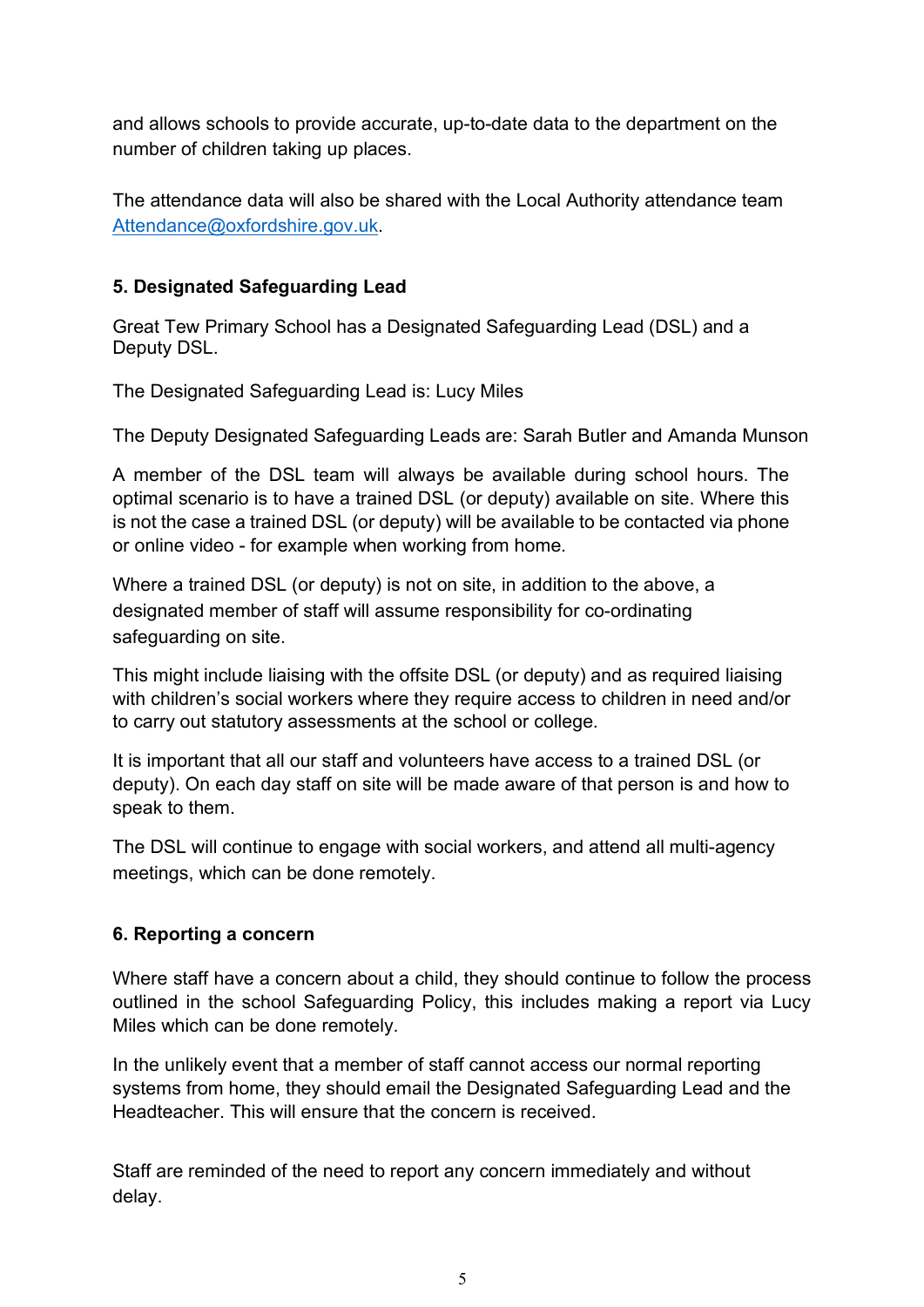and allows schools to provide accurate, up-to-date data to the department on the number of children taking up places.

The attendance data will also be shared with the Local Authority attendance team [Attendance@oxfordshire.gov.uk](mailto:Attendance@oxfordshire.gov.uk).

### 5. Designated Safeguarding Lead

Great Tew Primary School has a Designated Safeguarding Lead (DSL) and a Deputy DSL.

The Designated Safeguarding Lead is: Lucy Miles

The Deputy Designated Safeguarding Leads are: Sarah Butler and Amanda Munson

A member of the DSL team will always be available during school hours. The optimal scenario is to have a trained DSL (or deputy) available on site. Where this is not the case a trained DSL (or deputy) will be available to be contacted via phone or online video - for example when working from home.

Where a trained DSL (or deputy) is not on site, in addition to the above, a designated member of staff will assume responsibility for co-ordinating safeguarding on site.

This might include liaising with the offsite DSL (or deputy) and as required liaising with children's social workers where they require access to children in need and/or to carry out statutory assessments at the school or college.

It is important that all our staff and volunteers have access to a trained DSL (or deputy). On each day staff on site will be made aware of that person is and how to speak to them.

The DSL will continue to engage with social workers, and attend all multi-agency meetings, which can be done remotely.

### 6. Reporting a concern

Where staff have a concern about a child, they should continue to follow the process outlined in the school Safeguarding Policy, this includes making a report via Lucy Miles which can be done remotely.

In the unlikely event that a member of staff cannot access our normal reporting systems from home, they should email the Designated Safeguarding Lead and the Headteacher. This will ensure that the concern is received.

Staff are reminded of the need to report any concern immediately and without delay.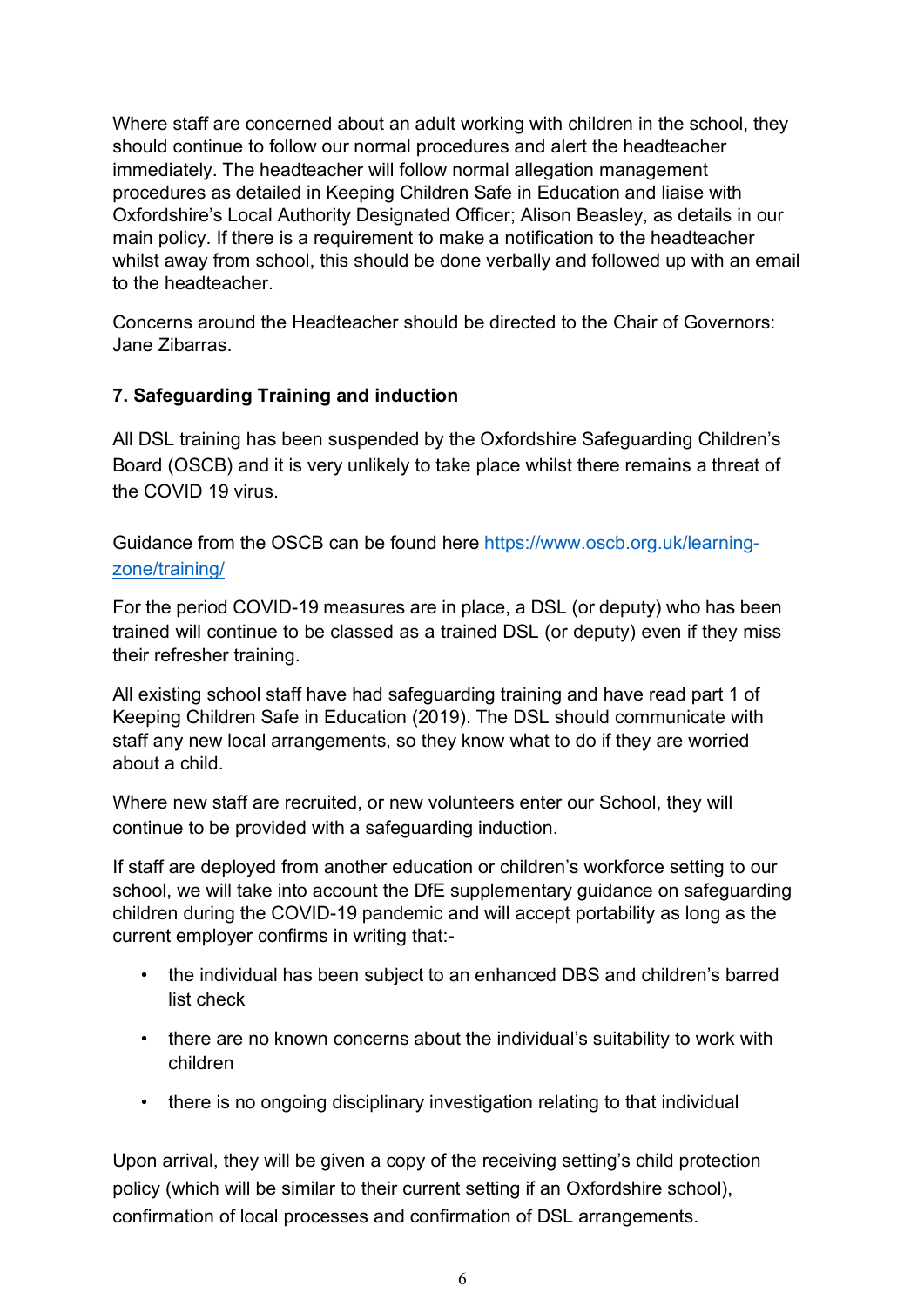Where staff are concerned about an adult working with children in the school, they should continue to follow our normal procedures and alert the headteacher immediately. The headteacher will follow normal allegation management procedures as detailed in Keeping Children Safe in Education and liaise with Oxfordshire's Local Authority Designated Officer; Alison Beasley, as details in our main policy. If there is a requirement to make a notification to the headteacher whilst away from school, this should be done verbally and followed up with an email to the headteacher.

Concerns around the Headteacher should be directed to the Chair of Governors: Jane Zibarras.

### 7. Safeguarding Training and induction

All DSL training has been suspended by the Oxfordshire Safeguarding Children's Board (OSCB) and it is very unlikely to take place whilst there remains a threat of the COVID 19 virus.

Guidance from the OSCB can be found here [https://www.oscb.org.uk/learning-zone/training/](https://www.oscb.org.uk/learning-zone/training/)

For the period COVID-19 measures are in place, a DSL (or deputy) who has been trained will continue to be classed as a trained DSL (or deputy) even if they miss their refresher training.

All existing school staff have had safeguarding training and have read part 1 of Keeping Children Safe in Education (2019). The DSL should communicate with staff any new local arrangements, so they know what to do if they are worried about a child.

Where new staff are recruited, or new volunteers enter our School, they will continue to be provided with a safeguarding induction.

If staff are deployed from another education or children's workforce setting to our school, we will take into account the DfE supplementary guidance on safeguarding children during the COVID-19 pandemic and will accept portability as long as the current employer confirms in writing that:-

- the individual has been subject to an enhanced DBS and children's barred list check
- there are no known concerns about the individual's suitability to work with children
- there is no ongoing disciplinary investigation relating to that individual

Upon arrival, they will be given a copy of the receiving setting's child protection policy (which will be similar to their current setting if an Oxfordshire school), confirmation of local processes and confirmation of DSL arrangements.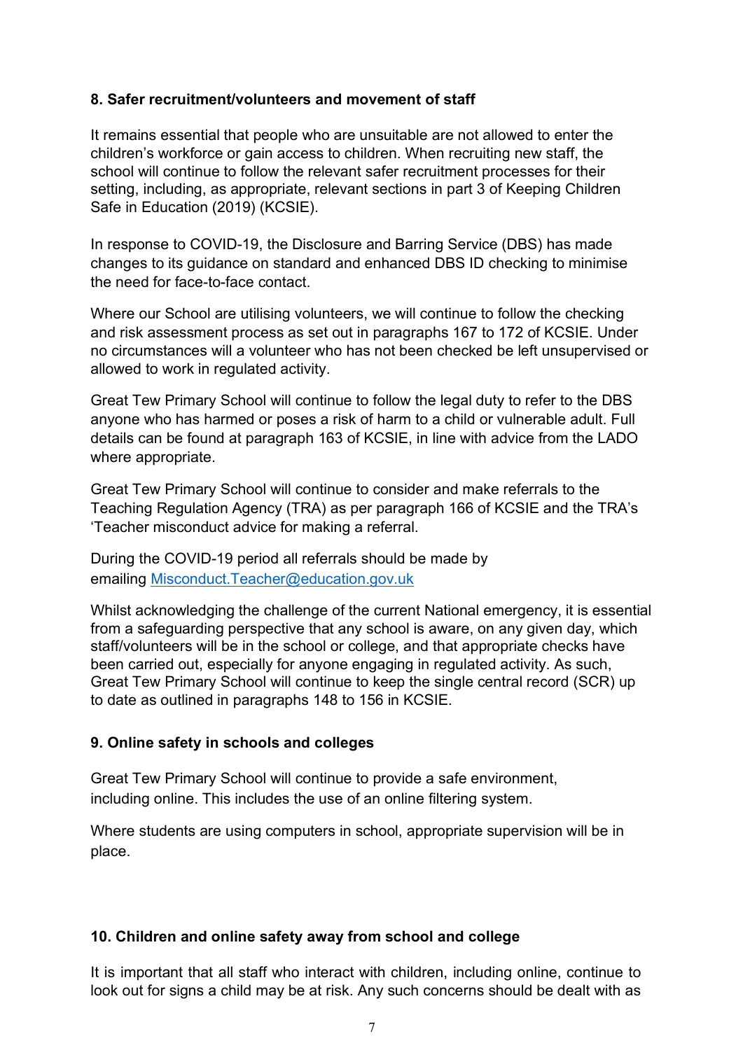## 8. Safer recruitment/volunteers and movement of staff

It remains essential that people who are unsuitable are not allowed to enter the children's workforce or gain access to children. When recruiting new staff, the school will continue to follow the relevant safer recruitment processes for their setting, including, as appropriate, relevant sections in part 3 of Keeping Children Safe in Education (2019) (KCSIE).

In response to COVID-19, the Disclosure and Barring Service (DBS) has made changes to its guidance on standard and enhanced DBS ID checking to minimise the need for face-to-face contact.

Where our School are utilising volunteers, we will continue to follow the checking and risk assessment process as set out in paragraphs 167 to 172 of KCSIE. Under no circumstances will a volunteer who has not been checked be left unsupervised or allowed to work in regulated activity.

Great Tew Primary School will continue to follow the legal duty to refer to the DBS anyone who has harmed or poses a risk of harm to a child or vulnerable adult. Full details can be found at paragraph 163 of KCSIE, in line with advice from the LADO where appropriate.

Great Tew Primary School will continue to consider and make referrals to the Teaching Regulation Agency (TRA) as per paragraph 166 of KCSIE and the TRA's 'Teacher misconduct advice for making a referral.

During the COVID-19 period all referrals should be made by emailing [Misconduct.Teacher@education.gov.uk](mailto:Misconduct.Teacher@education.gov.uk)

Whilst acknowledging the challenge of the current National emergency, it is essential from a safeguarding perspective that any school is aware, on any given day, which staff/volunteers will be in the school or college, and that appropriate checks have been carried out, especially for anyone engaging in regulated activity. As such, Great Tew Primary School will continue to keep the single central record (SCR) up to date as outlined in paragraphs 148 to 156 in KCSIE.

## 9. Online safety in schools and colleges

Great Tew Primary School will continue to provide a safe environment, including online. This includes the use of an online filtering system.

Where students are using computers in school, appropriate supervision will be in place.

## 10. Children and online safety away from school and college

It is important that all staff who interact with children, including online, continue to look out for signs a child may be at risk. Any such concerns should be dealt with as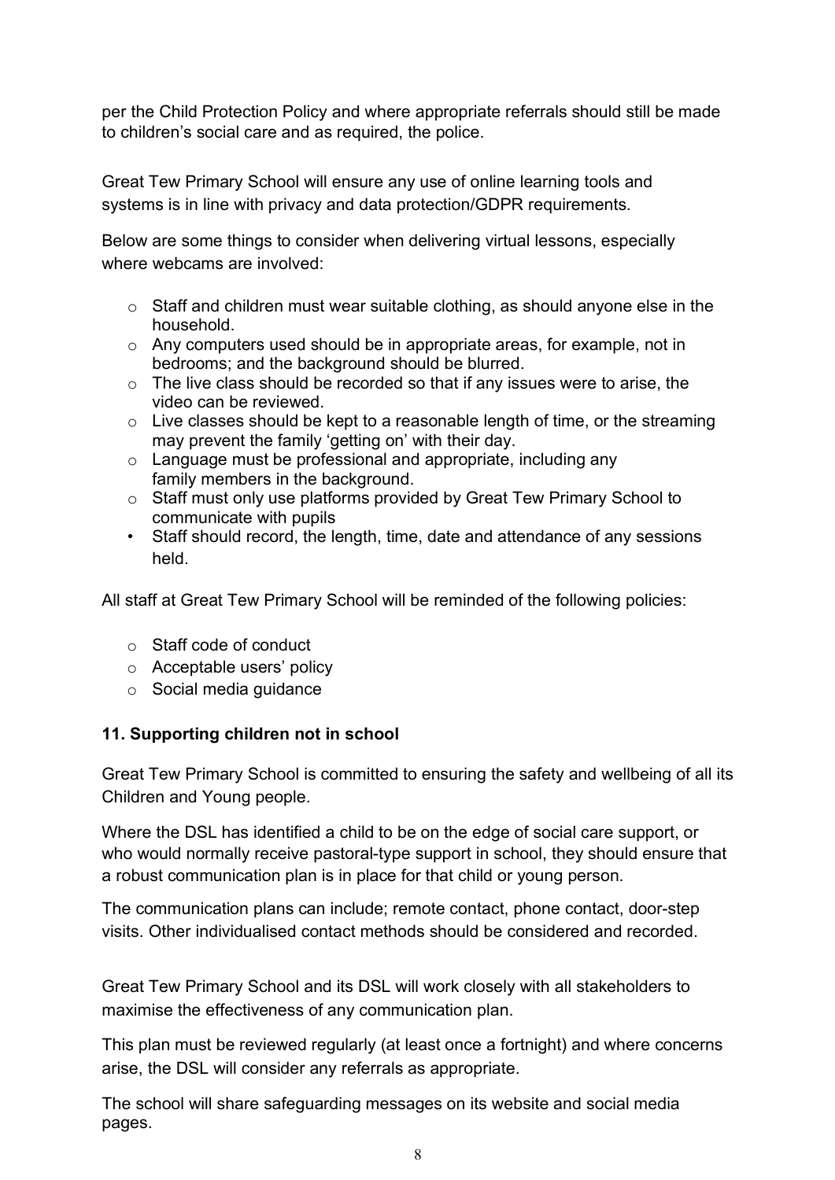per the Child Protection Policy and where appropriate referrals should still be made to children's social care and as required, the police.

Great Tew Primary School will ensure any use of online learning tools and systems is in line with privacy and data protection/GDPR requirements.

Below are some things to consider when delivering virtual lessons, especially where webcams are involved:

- Staff and children must wear suitable clothing, as should anyone else in the household.
- Any computers used should be in appropriate areas, for example, not in bedrooms; and the background should be blurred.
- The live class should be recorded so that if any issues were to arise, the video can be reviewed.
- Live classes should be kept to a reasonable length of time, or the streaming may prevent the family 'getting on' with their day.
- Language must be professional and appropriate, including any family members in the background.
- Staff must only use platforms provided by Great Tew Primary School to communicate with pupils
- Staff should record, the length, time, date and attendance of any sessions held.

All staff at Great Tew Primary School will be reminded of the following policies:

- Staff code of conduct
- Acceptable users' policy
- Social media guidance

**11. Supporting children not in school**

Great Tew Primary School is committed to ensuring the safety and wellbeing of all its Children and Young people.

Where the DSL has identified a child to be on the edge of social care support, or who would normally receive pastoral-type support in school, they should ensure that a robust communication plan is in place for that child or young person.

The communication plans can include; remote contact, phone contact, door-step visits. Other individualised contact methods should be considered and recorded.

Great Tew Primary School and its DSL will work closely with all stakeholders to maximise the effectiveness of any communication plan.

This plan must be reviewed regularly (at least once a fortnight) and where concerns arise, the DSL will consider any referrals as appropriate.

The school will share safeguarding messages on its website and social media pages.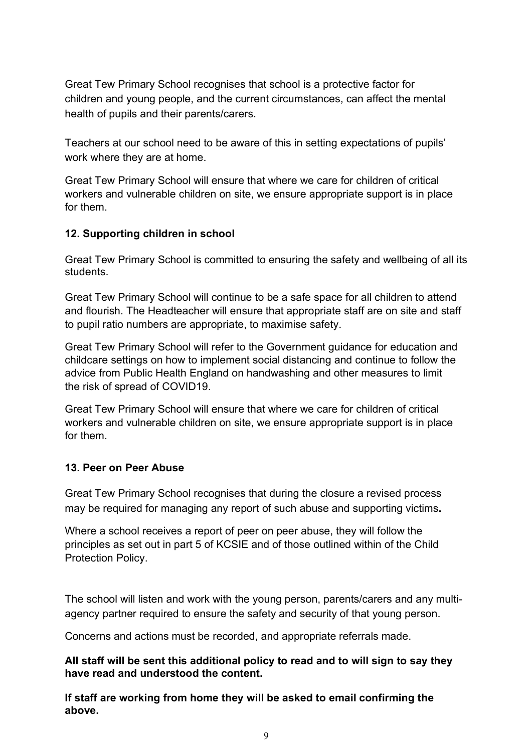Great Tew Primary School recognises that school is a protective factor for children and young people, and the current circumstances, can affect the mental health of pupils and their parents/carers.

Teachers at our school need to be aware of this in setting expectations of pupils' work where they are at home.

Great Tew Primary School will ensure that where we care for children of critical workers and vulnerable children on site, we ensure appropriate support is in place for them.

### 12. Supporting children in school

Great Tew Primary School is committed to ensuring the safety and wellbeing of all its students.

Great Tew Primary School will continue to be a safe space for all children to attend and flourish. The Headteacher will ensure that appropriate staff are on site and staff to pupil ratio numbers are appropriate, to maximise safety.

Great Tew Primary School will refer to the Government guidance for education and childcare settings on how to implement social distancing and continue to follow the advice from Public Health England on handwashing and other measures to limit the risk of spread of COVID19.

Great Tew Primary School will ensure that where we care for children of critical workers and vulnerable children on site, we ensure appropriate support is in place for them.

### 13. Peer on Peer Abuse

Great Tew Primary School recognises that during the closure a revised process may be required for managing any report of such abuse and supporting victims**.**

Where a school receives a report of peer on peer abuse, they will follow the principles as set out in part 5 of KCSIE and of those outlined within of the Child Protection Policy.

The school will listen and work with the young person, parents/carers and any multi-agency partner required to ensure the safety and security of that young person.

Concerns and actions must be recorded, and appropriate referrals made.

**All staff will be sent this additional policy to read and to will sign to say they have read and understood the content.**

**If staff are working from home they will be asked to email confirming the above.**